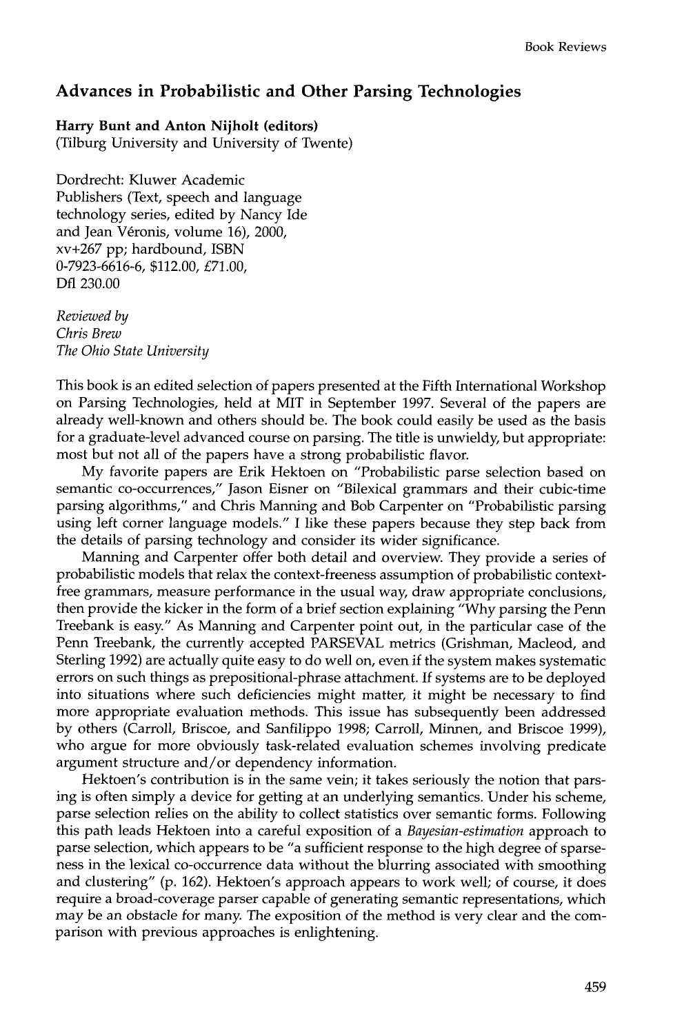## Advances in Probabilistic and Other Parsing Technologies

**Harry Bunt and Anton Nijholt (editors)**
(Tilburg University and University of Twente)

Dordrecht: Kluwer Academic Publishers (Text, speech and language technology series, edited by Nancy Ide and Jean Véronis, volume 16), 2000, xv+267 pp; hardbound, ISBN 0-7923-6616-6, $112.00, £71.00, Dfl 230.00

*Reviewed by*
*Chris Brew*
*The Ohio State University*

This book is an edited selection of papers presented at the Fifth International Workshop on Parsing Technologies, held at MIT in September 1997. Several of the papers are already well-known and others should be. The book could easily be used as the basis for a graduate-level advanced course on parsing. The title is unwieldy, but appropriate: most but not all of the papers have a strong probabilistic flavor.

My favorite papers are Erik Hektoen on "Probabilistic parse selection based on semantic co-occurrences," Jason Eisner on "Bilexical grammars and their cubic-time parsing algorithms," and Chris Manning and Bob Carpenter on "Probabilistic parsing using left corner language models." I like these papers because they step back from the details of parsing technology and consider its wider significance.

Manning and Carpenter offer both detail and overview. They provide a series of probabilistic models that relax the context-freeness assumption of probabilistic context-free grammars, measure performance in the usual way, draw appropriate conclusions, then provide the kicker in the form of a brief section explaining "Why parsing the Penn Treebank is easy." As Manning and Carpenter point out, in the particular case of the Penn Treebank, the currently accepted PARSEVAL metrics (Grishman, Macleod, and Sterling 1992) are actually quite easy to do well on, even if the system makes systematic errors on such things as prepositional-phrase attachment. If systems are to be deployed into situations where such deficiencies might matter, it might be necessary to find more appropriate evaluation methods. This issue has subsequently been addressed by others (Carroll, Briscoe, and Sanfilippo 1998; Carroll, Minnen, and Briscoe 1999), who argue for more obviously task-related evaluation schemes involving predicate argument structure and/or dependency information.

Hektoen's contribution is in the same vein; it takes seriously the notion that parsing is often simply a device for getting at an underlying semantics. Under his scheme, parse selection relies on the ability to collect statistics over semantic forms. Following this path leads Hektoen into a careful exposition of a *Bayesian-estimation* approach to parse selection, which appears to be "a sufficient response to the high degree of sparseness in the lexical co-occurrence data without the blurring associated with smoothing and clustering" (p. 162). Hektoen's approach appears to work well; of course, it does require a broad-coverage parser capable of generating semantic representations, which may be an obstacle for many. The exposition of the method is very clear and the comparison with previous approaches is enlightening.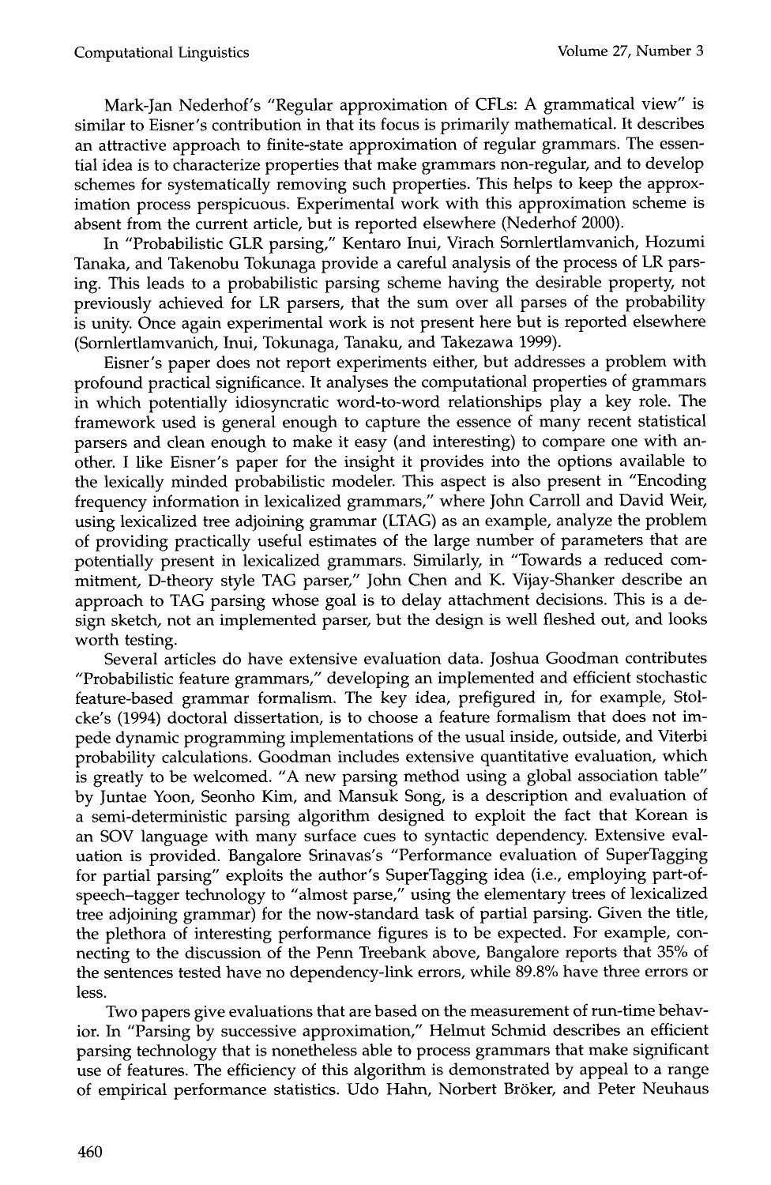Mark-Jan Nederhof's "Regular approximation of CFLs: A grammatical view" is similar to Eisner's contribution in that its focus is primarily mathematical. It describes an attractive approach to finite-state approximation of regular grammars. The essential idea is to characterize properties that make grammars non-regular, and to develop schemes for systematically removing such properties. This helps to keep the approximation process perspicuous. Experimental work with this approximation scheme is absent from the current article, but is reported elsewhere (Nederhof 2000).

In "Probabilistic GLR parsing," Kentaro Inui, Virach Sornlertlamvanich, Hozumi Tanaka, and Takenobu Tokunaga provide a careful analysis of the process of LR parsing. This leads to a probabilistic parsing scheme having the desirable property, not previously achieved for LR parsers, that the sum over all parses of the probability is unity. Once again experimental work is not present here but is reported elsewhere (Sornlertlamvanich, Inui, Tokunaga, Tanaku, and Takezawa 1999).

Eisner's paper does not report experiments either, but addresses a problem with profound practical significance. It analyses the computational properties of grammars in which potentially idiosyncratic word-to-word relationships play a key role. The framework used is general enough to capture the essence of many recent statistical parsers and clean enough to make it easy (and interesting) to compare one with another. I like Eisner's paper for the insight it provides into the options available to the lexically minded probabilistic modeler. This aspect is also present in "Encoding frequency information in lexicalized grammars," where John Carroll and David Weir, using lexicalized tree adjoining grammar (LTAG) as an example, analyze the problem of providing practically useful estimates of the large number of parameters that are potentially present in lexicalized grammars. Similarly, in "Towards a reduced commitment, D-theory style TAG parser," John Chen and K. Vijay-Shanker describe an approach to TAG parsing whose goal is to delay attachment decisions. This is a design sketch, not an implemented parser, but the design is well fleshed out, and looks worth testing.

Several articles do have extensive evaluation data. Joshua Goodman contributes "Probabilistic feature grammars," developing an implemented and efficient stochastic feature-based grammar formalism. The key idea, prefigured in, for example, Stolcke's (1994) doctoral dissertation, is to choose a feature formalism that does not impede dynamic programming implementations of the usual inside, outside, and Viterbi probability calculations. Goodman includes extensive quantitative evaluation, which is greatly to be welcomed. "A new parsing method using a global association table" by Juntae Yoon, Seonho Kim, and Mansuk Song, is a description and evaluation of a semi-deterministic parsing algorithm designed to exploit the fact that Korean is an SOV language with many surface cues to syntactic dependency. Extensive evaluation is provided. Bangalore Srinavas's "Performance evaluation of SuperTagging for partial parsing" exploits the author's SuperTagging idea (i.e., employing part-of-speech–tagger technology to "almost parse," using the elementary trees of lexicalized tree adjoining grammar) for the now-standard task of partial parsing. Given the title, the plethora of interesting performance figures is to be expected. For example, connecting to the discussion of the Penn Treebank above, Bangalore reports that 35% of the sentences tested have no dependency-link errors, while 89.8% have three errors or less.

Two papers give evaluations that are based on the measurement of run-time behavior. In "Parsing by successive approximation," Helmut Schmid describes an efficient parsing technology that is nonetheless able to process grammars that make significant use of features. The efficiency of this algorithm is demonstrated by appeal to a range of empirical performance statistics. Udo Hahn, Norbert Bröker, and Peter Neuhaus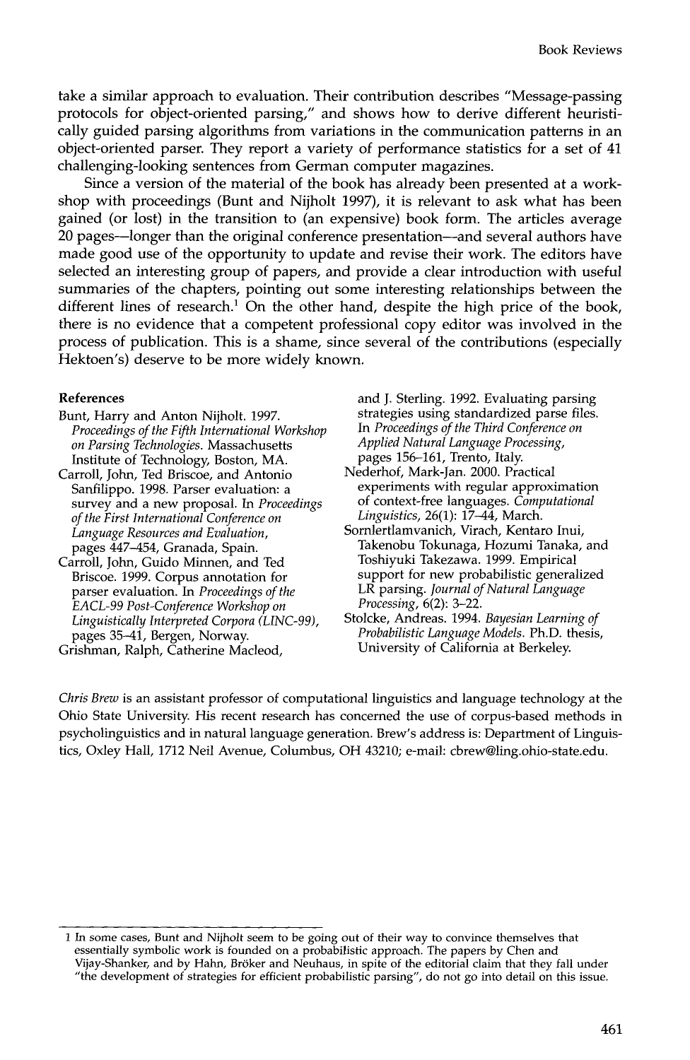take a similar approach to evaluation. Their contribution describes "Message-passing protocols for object-oriented parsing," and shows how to derive different heuristically guided parsing algorithms from variations in the communication patterns in an object-oriented parser. They report a variety of performance statistics for a set of 41 challenging-looking sentences from German computer magazines.

Since a version of the material of the book has already been presented at a workshop with proceedings (Bunt and Nijholt 1997), it is relevant to ask what has been gained (or lost) in the transition to (an expensive) book form. The articles average 20 pages—longer than the original conference presentation—and several authors have made good use of the opportunity to update and revise their work. The editors have selected an interesting group of papers, and provide a clear introduction with useful summaries of the chapters, pointing out some interesting relationships between the different lines of research.[1] On the other hand, despite the high price of the book, there is no evidence that a competent professional copy editor was involved in the process of publication. This is a shame, since several of the contributions (especially Hektoen's) deserve to be more widely known.

**References**

Bunt, Harry and Anton Nijholt. 1997. *Proceedings of the Fifth International Workshop on Parsing Technologies*. Massachusetts Institute of Technology, Boston, MA.

Carroll, John, Ted Briscoe, and Antonio Sanfilippo. 1998. Parser evaluation: a survey and a new proposal. In *Proceedings of the First International Conference on Language Resources and Evaluation*, pages 447–454, Granada, Spain.

Carroll, John, Guido Minnen, and Ted Briscoe. 1999. Corpus annotation for parser evaluation. In *Proceedings of the EACL-99 Post-Conference Workshop on Linguistically Interpreted Corpora (LINC-99)*, pages 35–41, Bergen, Norway.

Grishman, Ralph, Catherine Macleod, and J. Sterling. 1992. Evaluating parsing strategies using standardized parse files. In *Proceedings of the Third Conference on Applied Natural Language Processing*, pages 156–161, Trento, Italy.

Nederhof, Mark-Jan. 2000. Practical experiments with regular approximation of context-free languages. *Computational Linguistics*, 26(1): 17–44, March.

Sornlertlamvanich, Virach, Kentaro Inui, Takenobu Tokunaga, Hozumi Tanaka, and Toshiyuki Takezawa. 1999. Empirical support for new probabilistic generalized LR parsing. *Journal of Natural Language Processing*, 6(2): 3–22.

Stolcke, Andreas. 1994. *Bayesian Learning of Probabilistic Language Models*. Ph.D. thesis, University of California at Berkeley.

*Chris Brew* is an assistant professor of computational linguistics and language technology at the Ohio State University. His recent research has concerned the use of corpus-based methods in psycholinguistics and in natural language generation. Brew's address is: Department of Linguistics, Oxley Hall, 1712 Neil Avenue, Columbus, OH 43210; e-mail: cbrew@ling.ohio-state.edu.

---

[1] In some cases, Bunt and Nijholt seem to be going out of their way to convince themselves that essentially symbolic work is founded on a probabilistic approach. The papers by Chen and Vijay-Shanker, and by Hahn, Bröker and Neuhaus, in spite of the editorial claim that they fall under "the development of strategies for efficient probabilistic parsing", do not go into detail on this issue.